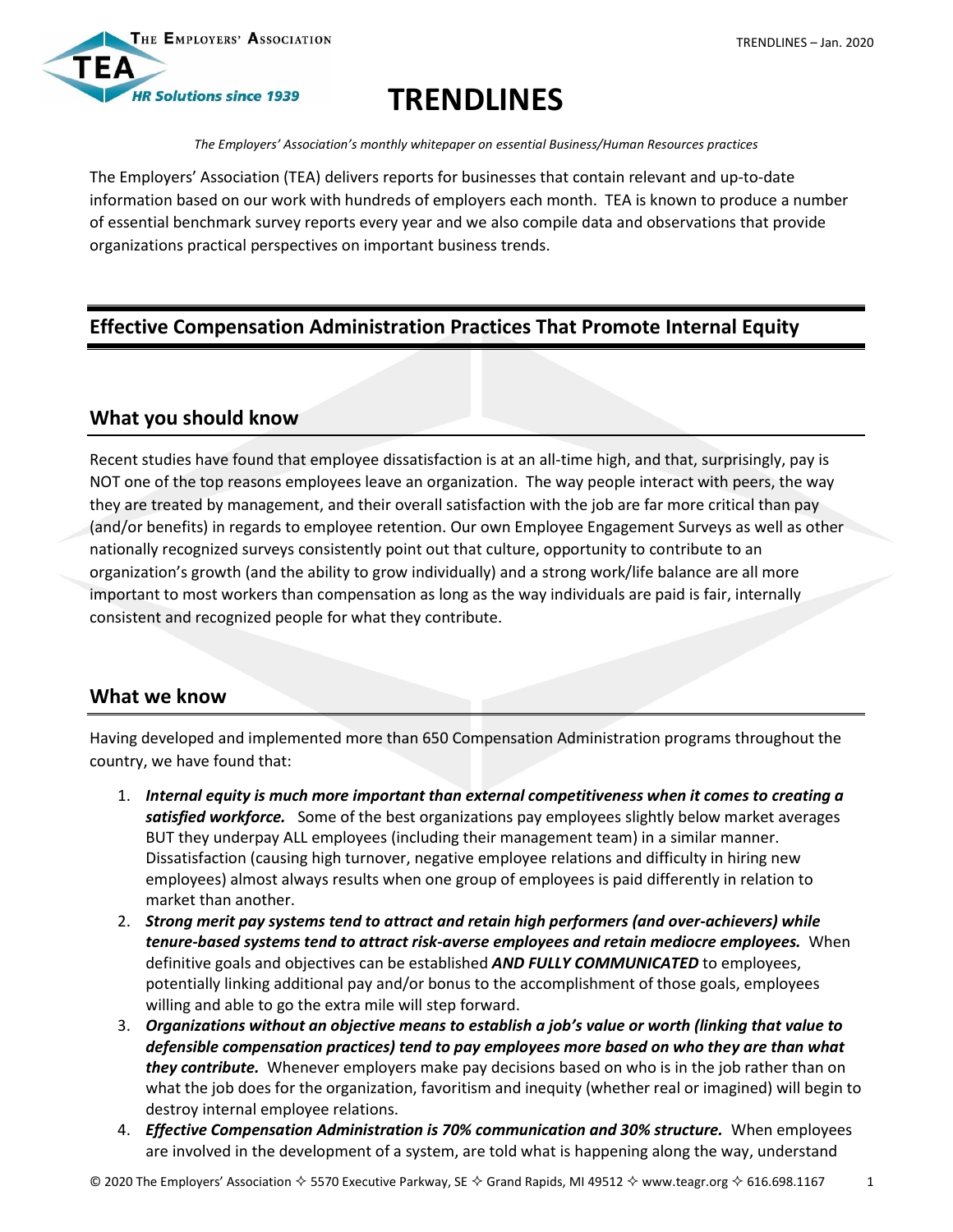# TRENDLINES

*The Employers' Association's monthly whitepaper on essential Business/Human Resources practices*

The Employers' Association (TEA) delivers reports for businesses that contain relevant and up-to-date information based on our work with hundreds of employers each month. TEA is known to produce a number of essential benchmark survey reports every year and we also compile data and observations that provide organizations practical perspectives on important business trends.

## Effective Compensation Administration Practices That Promote Internal Equity

### What you should know

Recent studies have found that employee dissatisfaction is at an all-time high, and that, surprisingly, pay is NOT one of the top reasons employees leave an organization. The way people interact with peers, the way they are treated by management, and their overall satisfaction with the job are far more critical than pay (and/or benefits) in regards to employee retention. Our own Employee Engagement Surveys as well as other nationally recognized surveys consistently point out that culture, opportunity to contribute to an organization's growth (and the ability to grow individually) and a strong work/life balance are all more important to most workers than compensation as long as the way individuals are paid is fair, internally consistent and recognized people for what they contribute.

### What we know

Having developed and implemented more than 650 Compensation Administration programs throughout the country, we have found that:

1. ***Internal equity is much more important than external competitiveness when it comes to creating a satisfied workforce.*** Some of the best organizations pay employees slightly below market averages BUT they underpay ALL employees (including their management team) in a similar manner. Dissatisfaction (causing high turnover, negative employee relations and difficulty in hiring new employees) almost always results when one group of employees is paid differently in relation to market than another.
2. ***Strong merit pay systems tend to attract and retain high performers (and over-achievers) while tenure-based systems tend to attract risk-averse employees and retain mediocre employees.*** When definitive goals and objectives can be established ***AND FULLY COMMUNICATED*** to employees, potentially linking additional pay and/or bonus to the accomplishment of those goals, employees willing and able to go the extra mile will step forward.
3. ***Organizations without an objective means to establish a job's value or worth (linking that value to defensible compensation practices) tend to pay employees more based on who they are than what they contribute.*** Whenever employers make pay decisions based on who is in the job rather than on what the job does for the organization, favoritism and inequity (whether real or imagined) will begin to destroy internal employee relations.
4. ***Effective Compensation Administration is 70% communication and 30% structure.*** When employees are involved in the development of a system, are told what is happening along the way, understand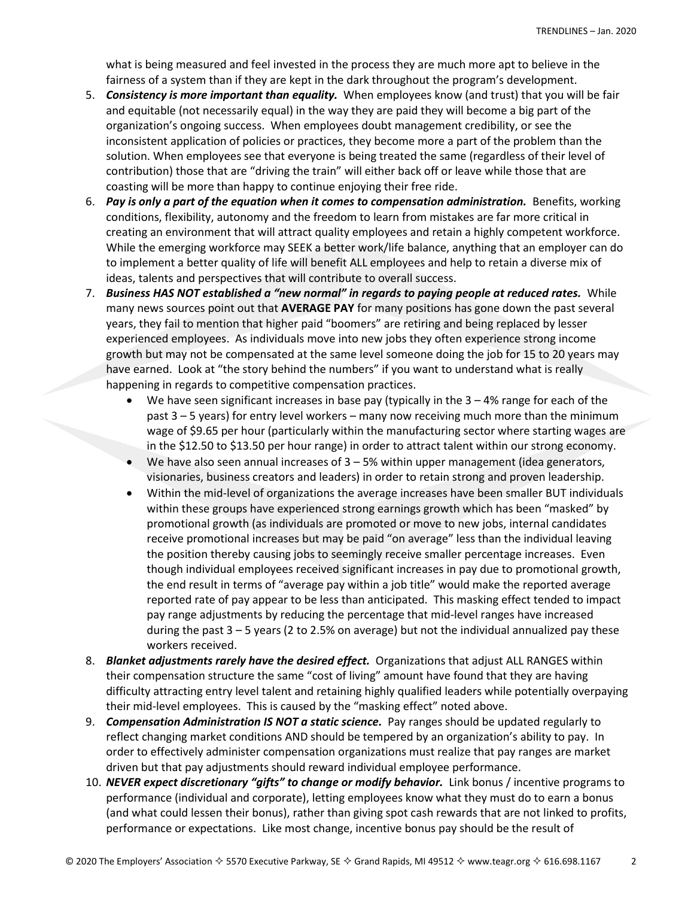what is being measured and feel invested in the process they are much more apt to believe in the fairness of a system than if they are kept in the dark throughout the program's development.

5. ***Consistency is more important than equality.*** When employees know (and trust) that you will be fair and equitable (not necessarily equal) in the way they are paid they will become a big part of the organization's ongoing success. When employees doubt management credibility, or see the inconsistent application of policies or practices, they become more a part of the problem than the solution. When employees see that everyone is being treated the same (regardless of their level of contribution) those that are "driving the train" will either back off or leave while those that are coasting will be more than happy to continue enjoying their free ride.
6. ***Pay is only a part of the equation when it comes to compensation administration.*** Benefits, working conditions, flexibility, autonomy and the freedom to learn from mistakes are far more critical in creating an environment that will attract quality employees and retain a highly competent workforce. While the emerging workforce may SEEK a better work/life balance, anything that an employer can do to implement a better quality of life will benefit ALL employees and help to retain a diverse mix of ideas, talents and perspectives that will contribute to overall success.
7. ***Business HAS NOT established a "new normal" in regards to paying people at reduced rates.*** While many news sources point out that **AVERAGE PAY** for many positions has gone down the past several years, they fail to mention that higher paid "boomers" are retiring and being replaced by lesser experienced employees. As individuals move into new jobs they often experience strong income growth but may not be compensated at the same level someone doing the job for 15 to 20 years may have earned. Look at "the story behind the numbers" if you want to understand what is really happening in regards to competitive compensation practices.
   - We have seen significant increases in base pay (typically in the 3 – 4% range for each of the past 3 – 5 years) for entry level workers – many now receiving much more than the minimum wage of $9.65 per hour (particularly within the manufacturing sector where starting wages are in the $12.50 to $13.50 per hour range) in order to attract talent within our strong economy.
   - We have also seen annual increases of 3 – 5% within upper management (idea generators, visionaries, business creators and leaders) in order to retain strong and proven leadership.
   - Within the mid-level of organizations the average increases have been smaller BUT individuals within these groups have experienced strong earnings growth which has been "masked" by promotional growth (as individuals are promoted or move to new jobs, internal candidates receive promotional increases but may be paid "on average" less than the individual leaving the position thereby causing jobs to seemingly receive smaller percentage increases. Even though individual employees received significant increases in pay due to promotional growth, the end result in terms of "average pay within a job title" would make the reported average reported rate of pay appear to be less than anticipated. This masking effect tended to impact pay range adjustments by reducing the percentage that mid-level ranges have increased during the past 3 – 5 years (2 to 2.5% on average) but not the individual annualized pay these workers received.
8. ***Blanket adjustments rarely have the desired effect.*** Organizations that adjust ALL RANGES within their compensation structure the same "cost of living" amount have found that they are having difficulty attracting entry level talent and retaining highly qualified leaders while potentially overpaying their mid-level employees. This is caused by the "masking effect" noted above.
9. ***Compensation Administration IS NOT a static science.*** Pay ranges should be updated regularly to reflect changing market conditions AND should be tempered by an organization's ability to pay. In order to effectively administer compensation organizations must realize that pay ranges are market driven but that pay adjustments should reward individual employee performance.
10. ***NEVER expect discretionary "gifts" to change or modify behavior.*** Link bonus / incentive programs to performance (individual and corporate), letting employees know what they must do to earn a bonus (and what could lessen their bonus), rather than giving spot cash rewards that are not linked to profits, performance or expectations. Like most change, incentive bonus pay should be the result of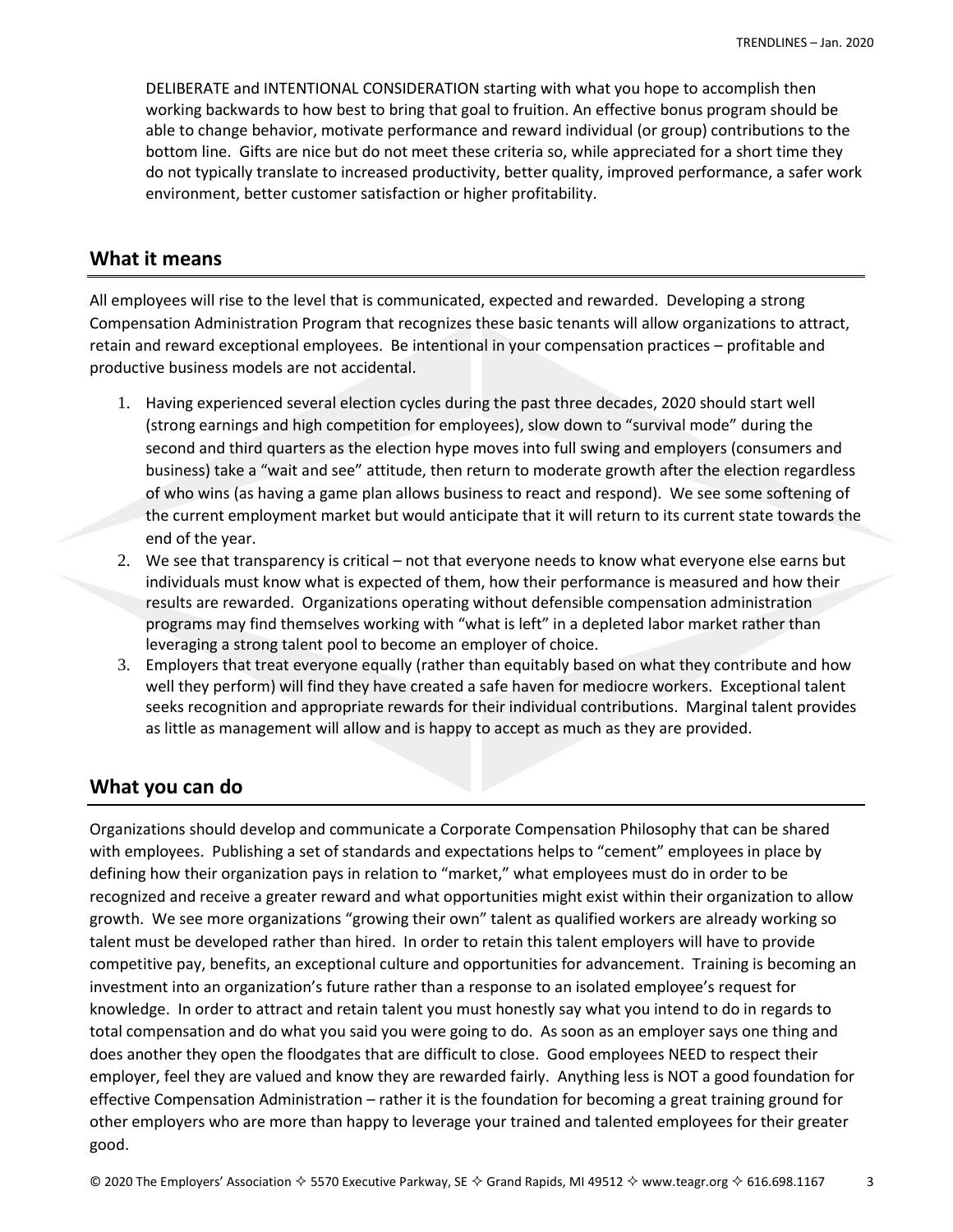DELIBERATE and INTENTIONAL CONSIDERATION starting with what you hope to accomplish then working backwards to how best to bring that goal to fruition. An effective bonus program should be able to change behavior, motivate performance and reward individual (or group) contributions to the bottom line. Gifts are nice but do not meet these criteria so, while appreciated for a short time they do not typically translate to increased productivity, better quality, improved performance, a safer work environment, better customer satisfaction or higher profitability.

## What it means

All employees will rise to the level that is communicated, expected and rewarded. Developing a strong Compensation Administration Program that recognizes these basic tenants will allow organizations to attract, retain and reward exceptional employees. Be intentional in your compensation practices – profitable and productive business models are not accidental.

1. Having experienced several election cycles during the past three decades, 2020 should start well (strong earnings and high competition for employees), slow down to "survival mode" during the second and third quarters as the election hype moves into full swing and employers (consumers and business) take a "wait and see" attitude, then return to moderate growth after the election regardless of who wins (as having a game plan allows business to react and respond). We see some softening of the current employment market but would anticipate that it will return to its current state towards the end of the year.
2. We see that transparency is critical – not that everyone needs to know what everyone else earns but individuals must know what is expected of them, how their performance is measured and how their results are rewarded. Organizations operating without defensible compensation administration programs may find themselves working with "what is left" in a depleted labor market rather than leveraging a strong talent pool to become an employer of choice.
3. Employers that treat everyone equally (rather than equitably based on what they contribute and how well they perform) will find they have created a safe haven for mediocre workers. Exceptional talent seeks recognition and appropriate rewards for their individual contributions. Marginal talent provides as little as management will allow and is happy to accept as much as they are provided.

## What you can do

Organizations should develop and communicate a Corporate Compensation Philosophy that can be shared with employees. Publishing a set of standards and expectations helps to "cement" employees in place by defining how their organization pays in relation to "market," what employees must do in order to be recognized and receive a greater reward and what opportunities might exist within their organization to allow growth. We see more organizations "growing their own" talent as qualified workers are already working so talent must be developed rather than hired. In order to retain this talent employers will have to provide competitive pay, benefits, an exceptional culture and opportunities for advancement. Training is becoming an investment into an organization's future rather than a response to an isolated employee's request for knowledge. In order to attract and retain talent you must honestly say what you intend to do in regards to total compensation and do what you said you were going to do. As soon as an employer says one thing and does another they open the floodgates that are difficult to close. Good employees NEED to respect their employer, feel they are valued and know they are rewarded fairly. Anything less is NOT a good foundation for effective Compensation Administration – rather it is the foundation for becoming a great training ground for other employers who are more than happy to leverage your trained and talented employees for their greater good.

© 2020 The Employers' Association ✧ 5570 Executive Parkway, SE ✧ Grand Rapids, MI 49512 ✧ www.teagr.org ✧ 616.698.1167